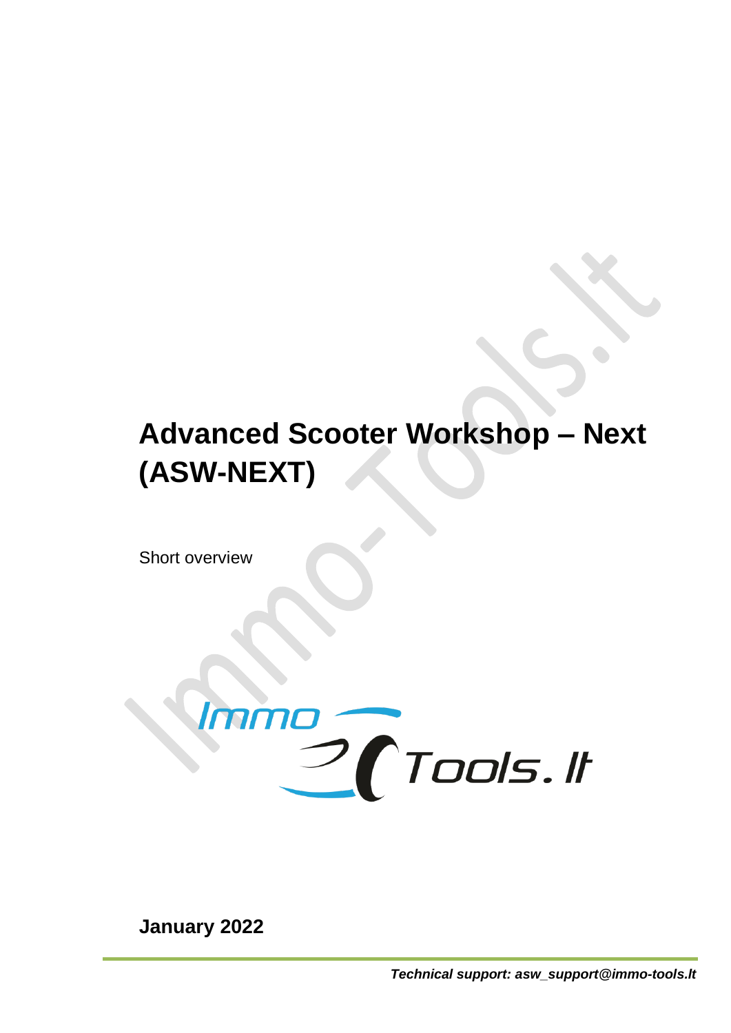# Advanced Scooter Workshop – Next (ASW-NEXT)

Short overview

**January 2022**

***Technical support: asw_support@immo-tools.lt***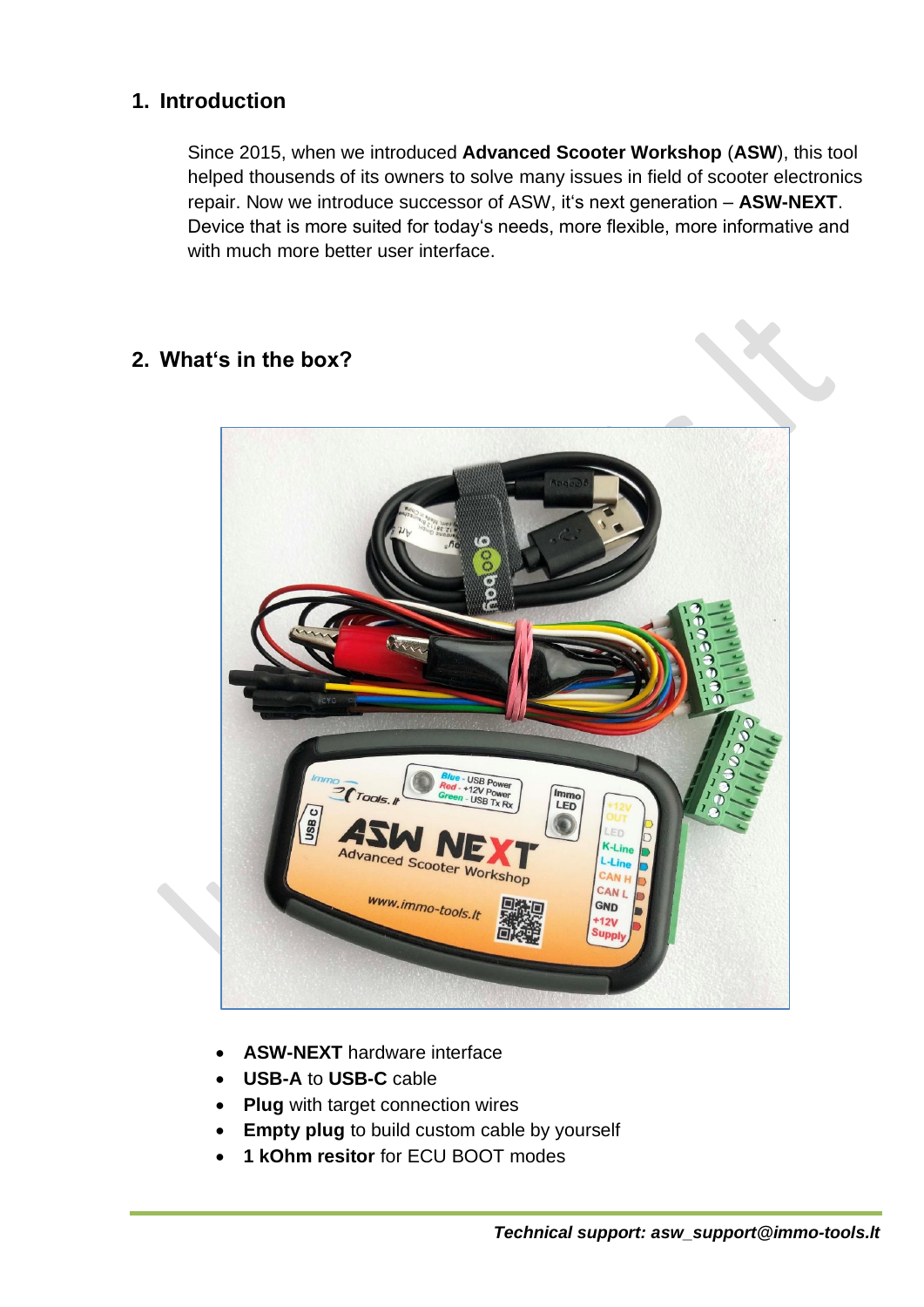## 1. Introduction

Since 2015, when we introduced **Advanced Scooter Workshop** (**ASW**), this tool helped thousends of its owners to solve many issues in field of scooter electronics repair. Now we introduce successor of ASW, it's next generation – **ASW-NEXT**. Device that is more suited for today's needs, more flexible, more informative and with much more better user interface.

## 2. What's in the box?

- **ASW-NEXT** hardware interface
- **USB-A** to **USB-C** cable
- **Plug** with target connection wires
- **Empty plug** to build custom cable by yourself
- **1 kOhm resitor** for ECU BOOT modes

***Technical support: asw_support@immo-tools.lt***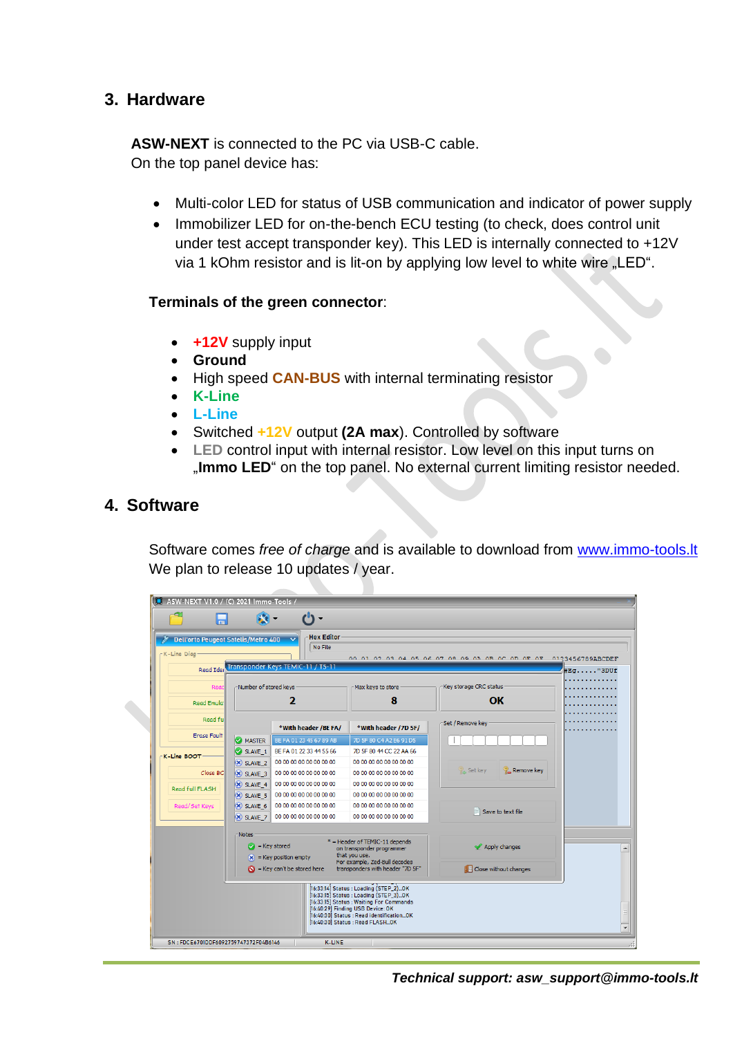## 3. Hardware

**ASW-NEXT** is connected to the PC via USB-C cable.
On the top panel device has:

- Multi-color LED for status of USB communication and indicator of power supply
- Immobilizer LED for on-the-bench ECU testing (to check, does control unit under test accept transponder key). This LED is internally connected to +12V via 1 kOhm resistor and is lit-on by applying low level to white wire „LED".

**Terminals of the green connector**:

- **+12V** supply input
- **Ground**
- High speed **CAN-BUS** with internal terminating resistor
- **K-Line**
- **L-Line**
- Switched **+12V** output **(2A max)**. Controlled by software
- **LED** control input with internal resistor. Low level on this input turns on „**Immo LED**" on the top panel. No external current limiting resistor needed.

## 4. Software

Software comes *free of charge* and is available to download from [www.immo-tools.lt](http://www.immo-tools.lt)
We plan to release 10 updates / year.

***Technical support: asw_support@immo-tools.lt***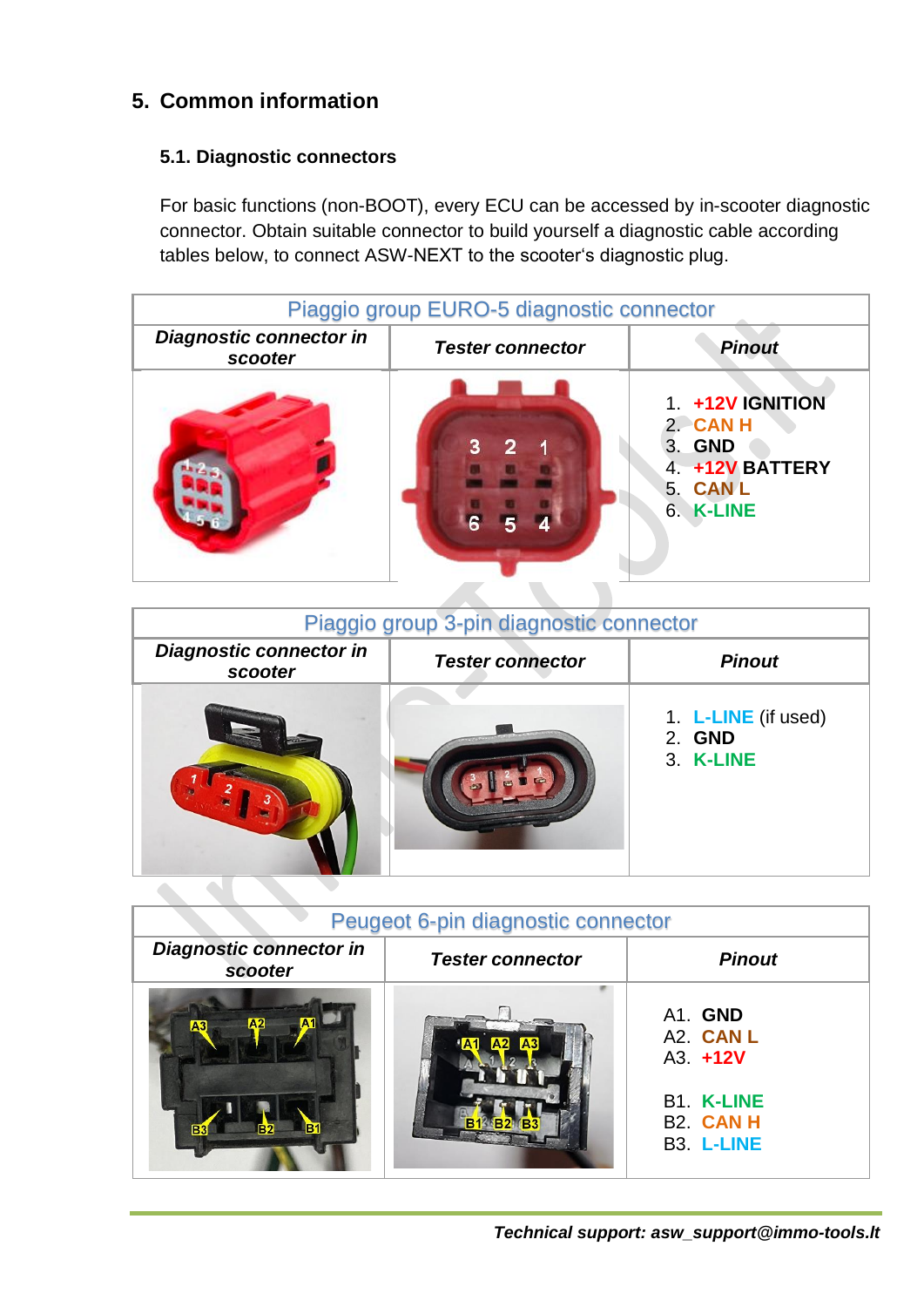## 5. Common information

### 5.1. Diagnostic connectors

For basic functions (non-BOOT), every ECU can be accessed by in-scooter diagnostic connector. Obtain suitable connector to build yourself a diagnostic cable according tables below, to connect ASW-NEXT to the scooter's diagnostic plug.

| Piaggio group EURO-5 diagnostic connector | | |
|---|---|---|
| ***Diagnostic connector in scooter*** | ***Tester connector*** | ***Pinout*** |
| | | 1. **+12V IGNITION**<br>2. **CAN H**<br>3. **GND**<br>4. **+12V BATTERY**<br>5. **CAN L**<br>6. **K-LINE** |

| Piaggio group 3-pin diagnostic connector | | |
|---|---|---|
| ***Diagnostic connector in scooter*** | ***Tester connector*** | ***Pinout*** |
| | | 1. **L-LINE** (if used)<br>2. **GND**<br>3. **K-LINE** |

| Peugeot 6-pin diagnostic connector | | |
|---|---|---|
| ***Diagnostic connector in scooter*** | ***Tester connector*** | ***Pinout*** |
| | | A1. **GND**<br>A2. **CAN L**<br>A3. **+12V**<br><br>B1. **K-LINE**<br>B2. **CAN H**<br>B3. **L-LINE** |

***Technical support: asw_support@immo-tools.lt***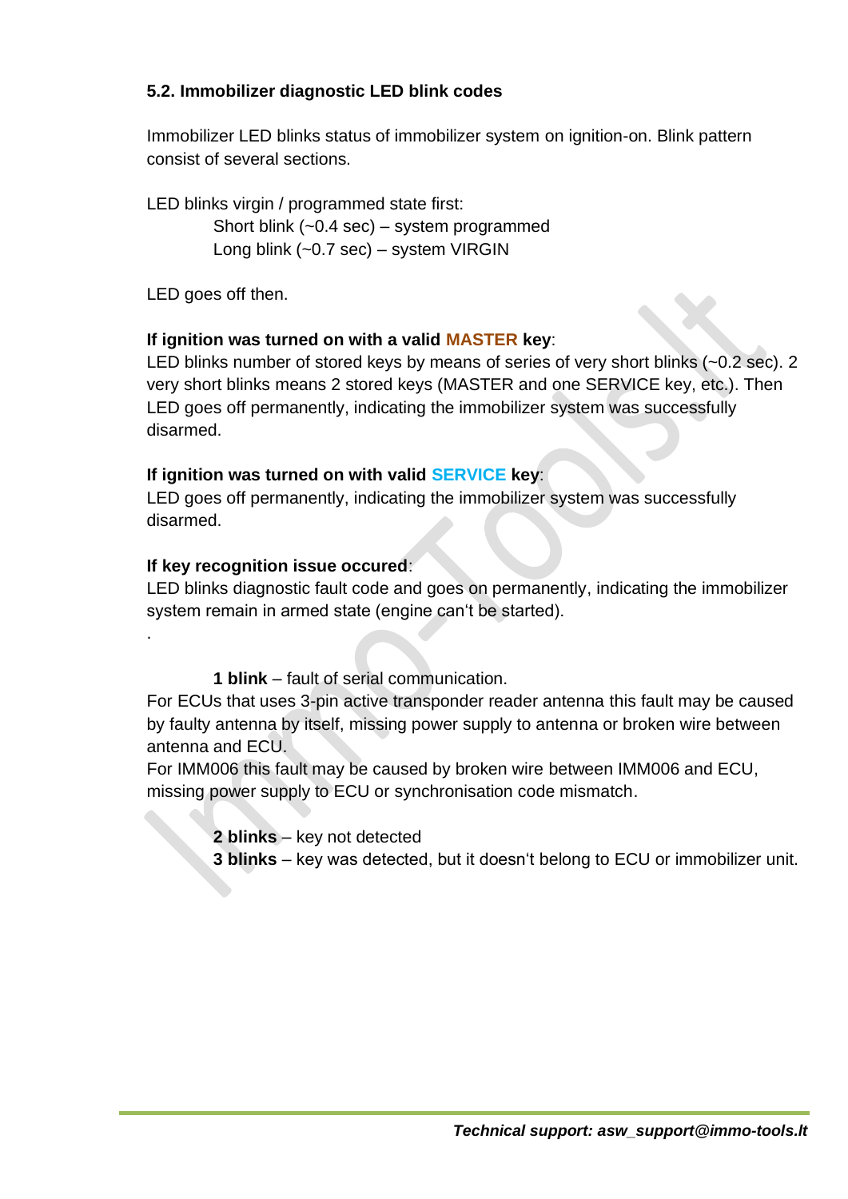### 5.2. Immobilizer diagnostic LED blink codes

Immobilizer LED blinks status of immobilizer system on ignition-on. Blink pattern consist of several sections.

LED blinks virgin / programmed state first:

Short blink (~0.4 sec) – system programmed
Long blink (~0.7 sec) – system VIRGIN

LED goes off then.

**If ignition was turned on with a valid MASTER key**:
LED blinks number of stored keys by means of series of very short blinks (~0.2 sec). 2 very short blinks means 2 stored keys (MASTER and one SERVICE key, etc.). Then LED goes off permanently, indicating the immobilizer system was successfully disarmed.

**If ignition was turned on with valid SERVICE key**:
LED goes off permanently, indicating the immobilizer system was successfully disarmed.

**If key recognition issue occured**:
LED blinks diagnostic fault code and goes on permanently, indicating the immobilizer system remain in armed state (engine can't be started).

.

**1 blink** – fault of serial communication.
For ECUs that uses 3-pin active transponder reader antenna this fault may be caused by faulty antenna by itself, missing power supply to antenna or broken wire between antenna and ECU.
For IMM006 this fault may be caused by broken wire between IMM006 and ECU, missing power supply to ECU or synchronisation code mismatch.

**2 blinks** – key not detected
**3 blinks** – key was detected, but it doesn't belong to ECU or immobilizer unit.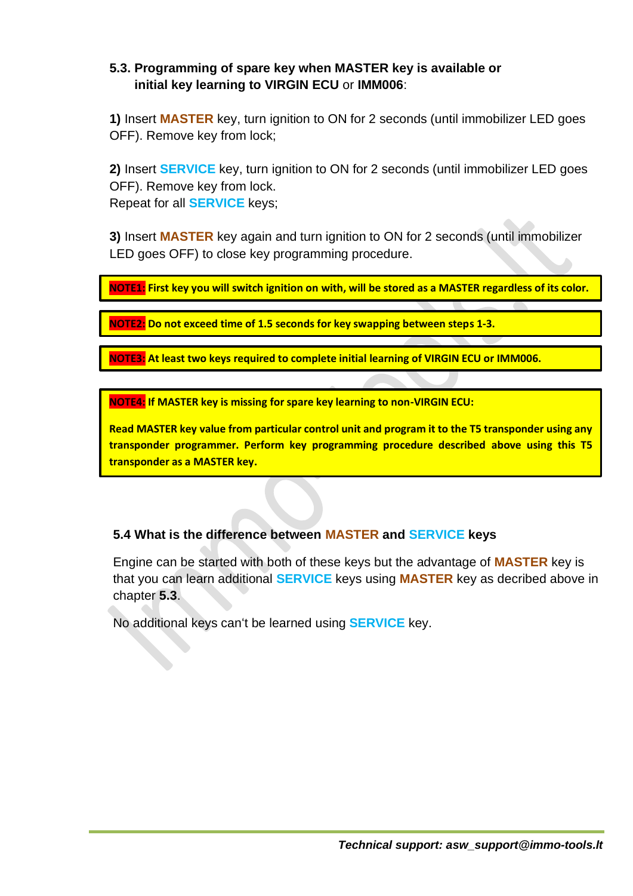### 5.3. Programming of spare key when MASTER key is available or initial key learning to VIRGIN ECU or IMM006:

**1)** Insert **MASTER** key, turn ignition to ON for 2 seconds (until immobilizer LED goes OFF). Remove key from lock;

**2)** Insert **SERVICE** key, turn ignition to ON for 2 seconds (until immobilizer LED goes OFF). Remove key from lock.
Repeat for all **SERVICE** keys;

**3)** Insert **MASTER** key again and turn ignition to ON for 2 seconds (until immobilizer LED goes OFF) to close key programming procedure.

> **NOTE1: First key you will switch ignition on with, will be stored as a MASTER regardless of its color.**

> **NOTE2: Do not exceed time of 1.5 seconds for key swapping between steps 1-3.**

> **NOTE3: At least two keys required to complete initial learning of VIRGIN ECU or IMM006.**

> **NOTE4: If MASTER key is missing for spare key learning to non-VIRGIN ECU:**
>
> **Read MASTER key value from particular control unit and program it to the T5 transponder using any transponder programmer. Perform key programming procedure described above using this T5 transponder as a MASTER key.**

### 5.4 What is the difference between MASTER and SERVICE keys

Engine can be started with both of these keys but the advantage of **MASTER** key is that you can learn additional **SERVICE** keys using **MASTER** key as decribed above in chapter **5.3**.

No additional keys can't be learned using **SERVICE** key.

***Technical support: asw_support@immo-tools.lt***